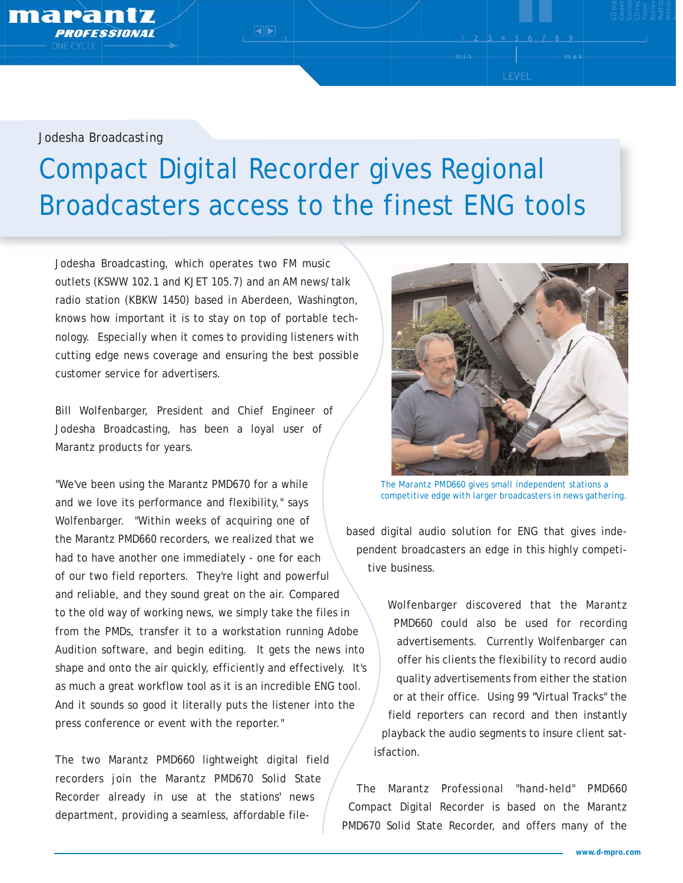Jodesha Broadcasting

# Compact Digital Recorder gives Regional Broadcasters access to the finest ENG tools

Jodesha Broadcasting, which operates two FM music outlets (KSWW 102.1 and KJET 105.7) and an AM news/talk radio station (KBKW 1450) based in Aberdeen, Washington, knows how important it is to stay on top of portable technology. Especially when it comes to providing listeners with cutting edge news coverage and ensuring the best possible customer service for advertisers.

Bill Wolfenbarger, President and Chief Engineer of Jodesha Broadcasting, has been a loyal user of Marantz products for years.

"We've been using the Marantz PMD670 for a while and we love its performance and flexibility," says Wolfenbarger. "Within weeks of acquiring one of the Marantz PMD660 recorders, we realized that we had to have another one immediately - one for each of our two field reporters. They're light and powerful and reliable, and they sound great on the air. Compared to the old way of working news, we simply take the files in from the PMDs, transfer it to a workstation running Adobe Audition software, and begin editing. It gets the news into shape and onto the air quickly, efficiently and effectively. It's as much a great workflow tool as it is an incredible ENG tool. And it sounds so good it literally puts the listener into the press conference or event with the reporter."

The two Marantz PMD660 lightweight digital field recorders join the Marantz PMD670 Solid State Recorder already in use at the stations' news department, providing a seamless, affordable file-based digital audio solution for ENG that gives independent broadcasters an edge in this highly competitive business.

The Marantz PMD660 gives small independent stations a competitive edge with larger broadcasters in news gathering.

Wolfenbarger discovered that the Marantz PMD660 could also be used for recording advertisements. Currently Wolfenbarger can offer his clients the flexibility to record audio quality advertisements from either the station or at their office. Using 99 "Virtual Tracks" the field reporters can record and then instantly playback the audio segments to insure client satisfaction.

The Marantz Professional "hand-held" PMD660 Compact Digital Recorder is based on the Marantz PMD670 Solid State Recorder, and offers many of the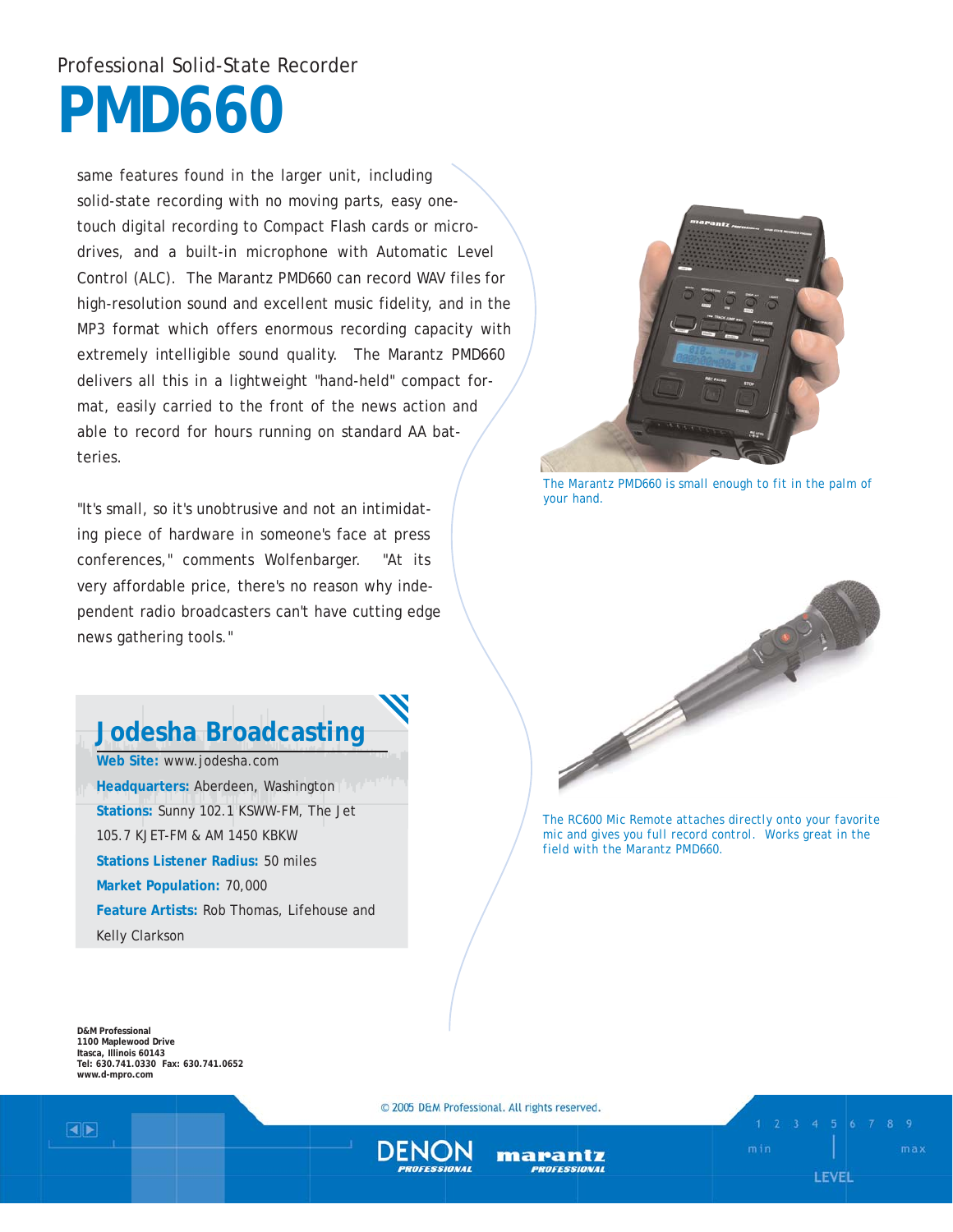Professional Solid-State Recorder

# PMD660

same features found in the larger unit, including solid-state recording with no moving parts, easy one-touch digital recording to Compact Flash cards or micro-drives, and a built-in microphone with Automatic Level Control (ALC). The Marantz PMD660 can record WAV files for high-resolution sound and excellent music fidelity, and in the MP3 format which offers enormous recording capacity with extremely intelligible sound quality. The Marantz PMD660 delivers all this in a lightweight "hand-held" compact format, easily carried to the front of the news action and able to record for hours running on standard AA batteries.

"It's small, so it's unobtrusive and not an intimidating piece of hardware in someone's face at press conferences," comments Wolfenbarger. "At its very affordable price, there's no reason why independent radio broadcasters can't have cutting edge news gathering tools."

The Marantz PMD660 is small enough to fit in the palm of your hand.

The RC600 Mic Remote attaches directly onto your favorite mic and gives you full record control. Works great in the field with the Marantz PMD660.

## Jodesha Broadcasting

**Web Site:** www.jodesha.com

**Headquarters:** Aberdeen, Washington

**Stations:** Sunny 102.1 KSWW-FM, The Jet 105.7 KJET-FM & AM 1450 KBKW

**Stations Listener Radius:** 50 miles

**Market Population:** 70,000

**Feature Artists:** Rob Thomas, Lifehouse and Kelly Clarkson

**D&M Professional**
**1100 Maplewood Drive**
**Itasca, Illinois 60143**
**Tel: 630.741.0330 Fax: 630.741.0652**
**www.d-mpro.com**

© 2005 D&M Professional. All rights reserved.

DENON PROFESSIONAL marantz PROFESSIONAL